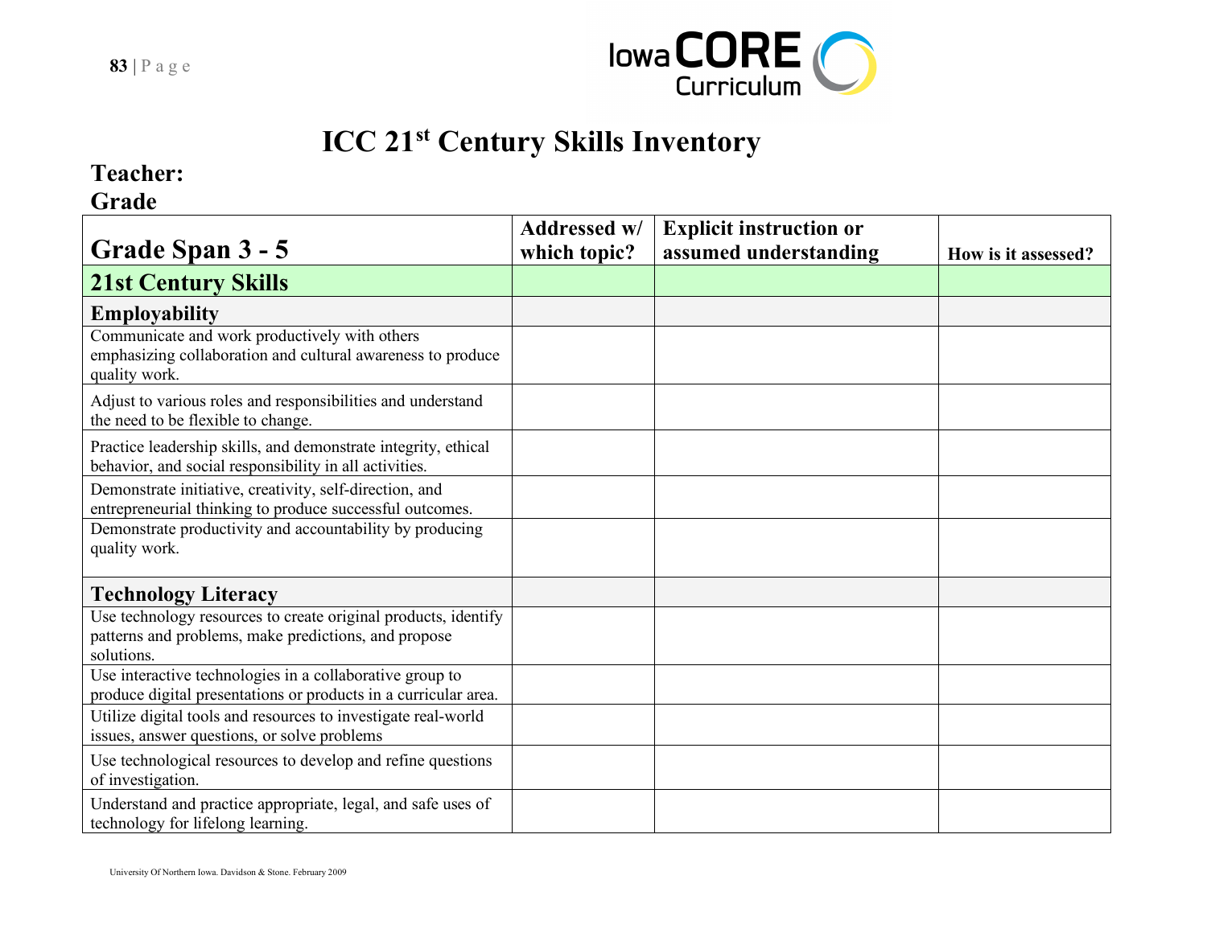# ICC 21st Century Skills Inventory

**Teacher:**
**Grade**

| Grade Span 3 - 5 | Addressed w/ which topic? | Explicit instruction or assumed understanding | How is it assessed? |
|---|---|---|---|
| **21st Century Skills** | | | |
| **Employability** | | | |
| Communicate and work productively with others emphasizing collaboration and cultural awareness to produce quality work. | | | |
| Adjust to various roles and responsibilities and understand the need to be flexible to change. | | | |
| Practice leadership skills, and demonstrate integrity, ethical behavior, and social responsibility in all activities. | | | |
| Demonstrate initiative, creativity, self-direction, and entrepreneurial thinking to produce successful outcomes. | | | |
| Demonstrate productivity and accountability by producing quality work. | | | |
| **Technology Literacy** | | | |
| Use technology resources to create original products, identify patterns and problems, make predictions, and propose solutions. | | | |
| Use interactive technologies in a collaborative group to produce digital presentations or products in a curricular area. | | | |
| Utilize digital tools and resources to investigate real-world issues, answer questions, or solve problems | | | |
| Use technological resources to develop and refine questions of investigation. | | | |
| Understand and practice appropriate, legal, and safe uses of technology for lifelong learning. | | | |

University Of Northern Iowa. Davidson & Stone. February 2009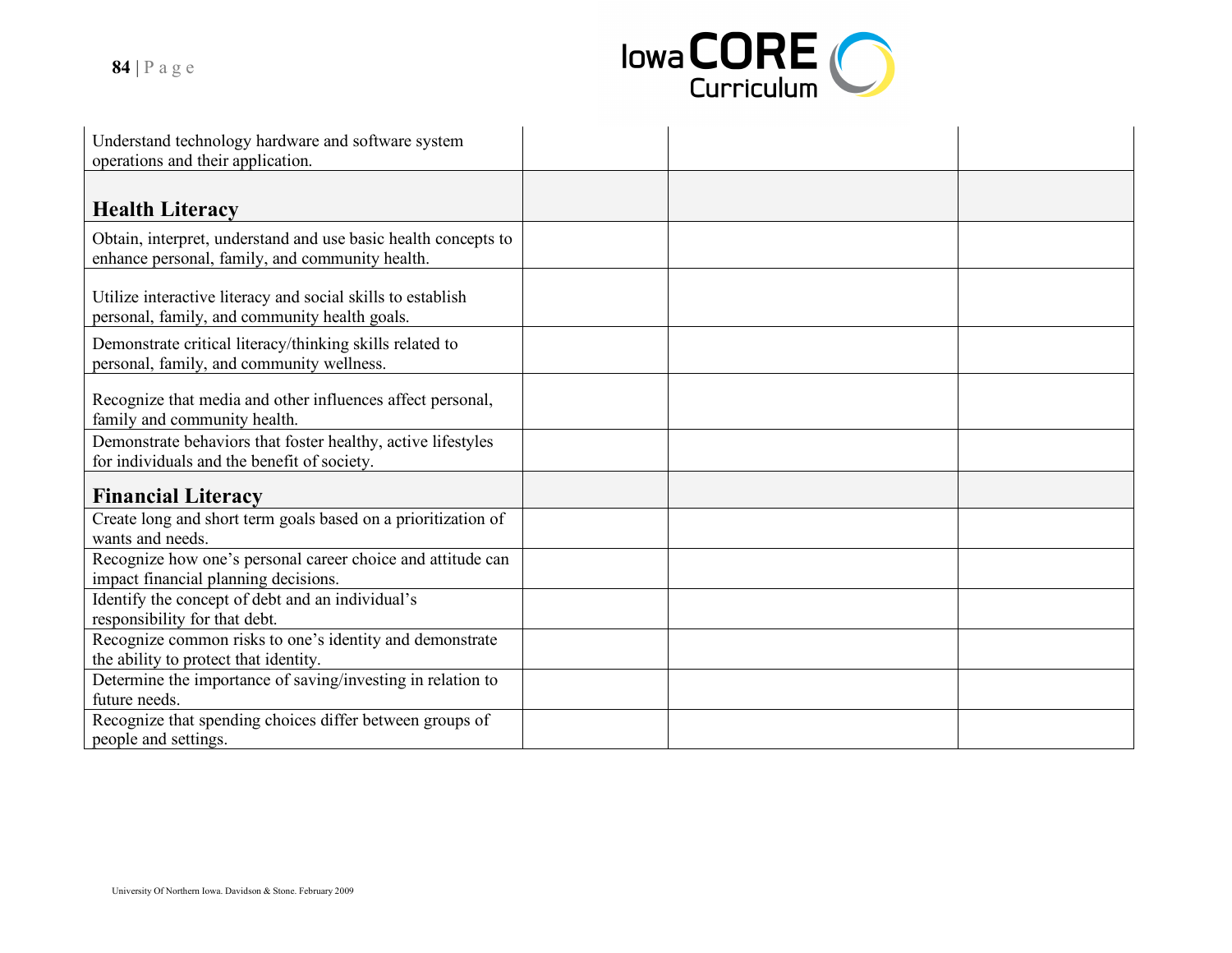| | | | |
|---|---|---|---|
| Understand technology hardware and software system operations and their application. | | | |
| **Health Literacy** | | | |
| Obtain, interpret, understand and use basic health concepts to enhance personal, family, and community health. | | | |
| Utilize interactive literacy and social skills to establish personal, family, and community health goals. | | | |
| Demonstrate critical literacy/thinking skills related to personal, family, and community wellness. | | | |
| Recognize that media and other influences affect personal, family and community health. | | | |
| Demonstrate behaviors that foster healthy, active lifestyles for individuals and the benefit of society. | | | |
| **Financial Literacy** | | | |
| Create long and short term goals based on a prioritization of wants and needs. | | | |
| Recognize how one's personal career choice and attitude can impact financial planning decisions. | | | |
| Identify the concept of debt and an individual's responsibility for that debt. | | | |
| Recognize common risks to one's identity and demonstrate the ability to protect that identity. | | | |
| Determine the importance of saving/investing in relation to future needs. | | | |
| Recognize that spending choices differ between groups of people and settings. | | | |

University Of Northern Iowa. Davidson & Stone. February 2009